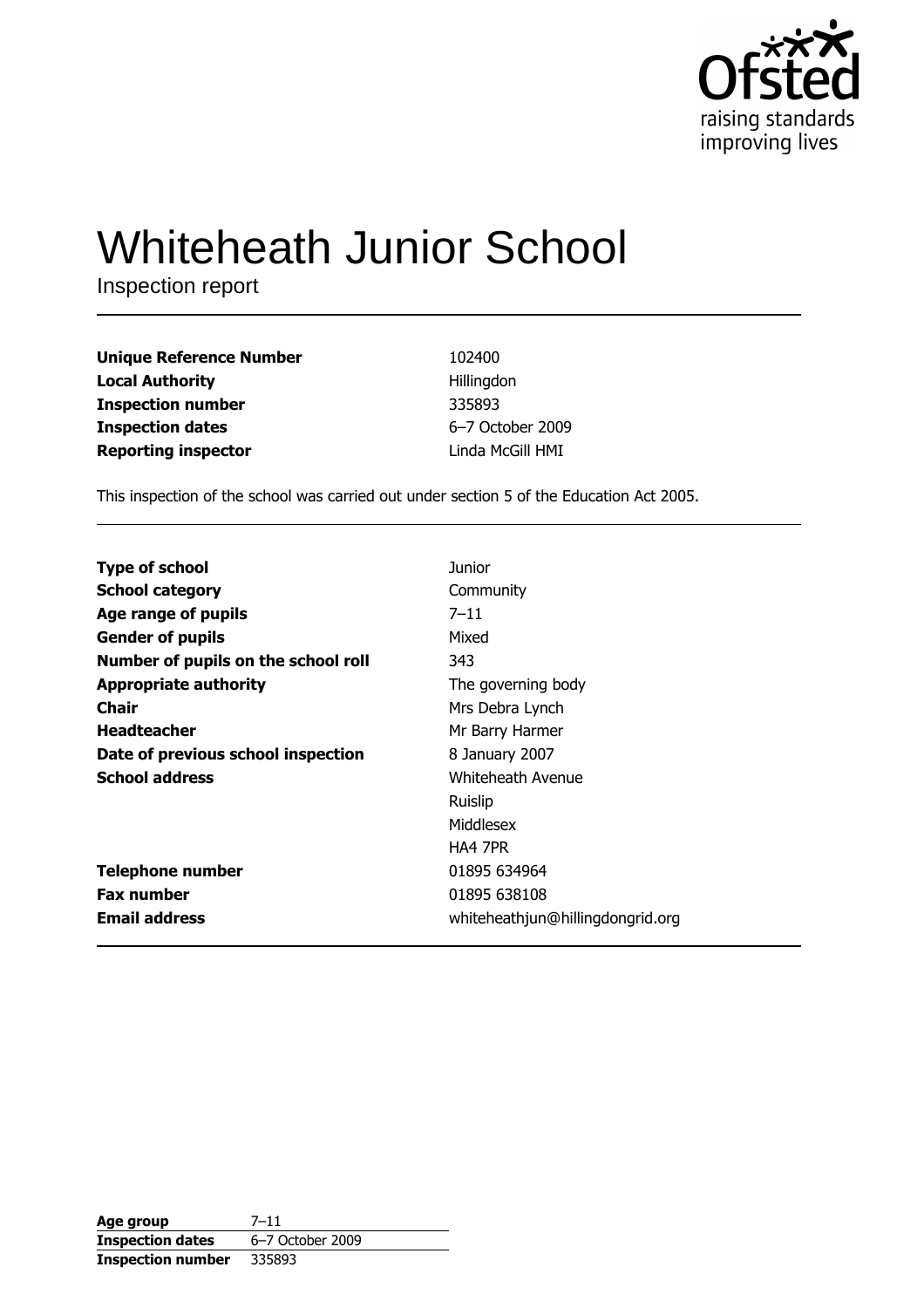# Whiteheath Junior School

Inspection report

| | |
|---|---|
| **Unique Reference Number** | 102400 |
| **Local Authority** | Hillingdon |
| **Inspection number** | 335893 |
| **Inspection dates** | 6–7 October 2009 |
| **Reporting inspector** | Linda McGill HMI |

This inspection of the school was carried out under section 5 of the Education Act 2005.

| | |
|---|---|
| **Type of school** | Junior |
| **School category** | Community |
| **Age range of pupils** | 7–11 |
| **Gender of pupils** | Mixed |
| **Number of pupils on the school roll** | 343 |
| **Appropriate authority** | The governing body |
| **Chair** | Mrs Debra Lynch |
| **Headteacher** | Mr Barry Harmer |
| **Date of previous school inspection** | 8 January 2007 |
| **School address** | Whiteheath Avenue<br>Ruislip<br>Middlesex<br>HA4 7PR |
| **Telephone number** | 01895 634964 |
| **Fax number** | 01895 638108 |
| **Email address** | whiteheathjun@hillingdongrid.org |

| | |
|---|---|
| **Age group** | 7–11 |
| **Inspection dates** | 6–7 October 2009 |
| **Inspection number** | 335893 |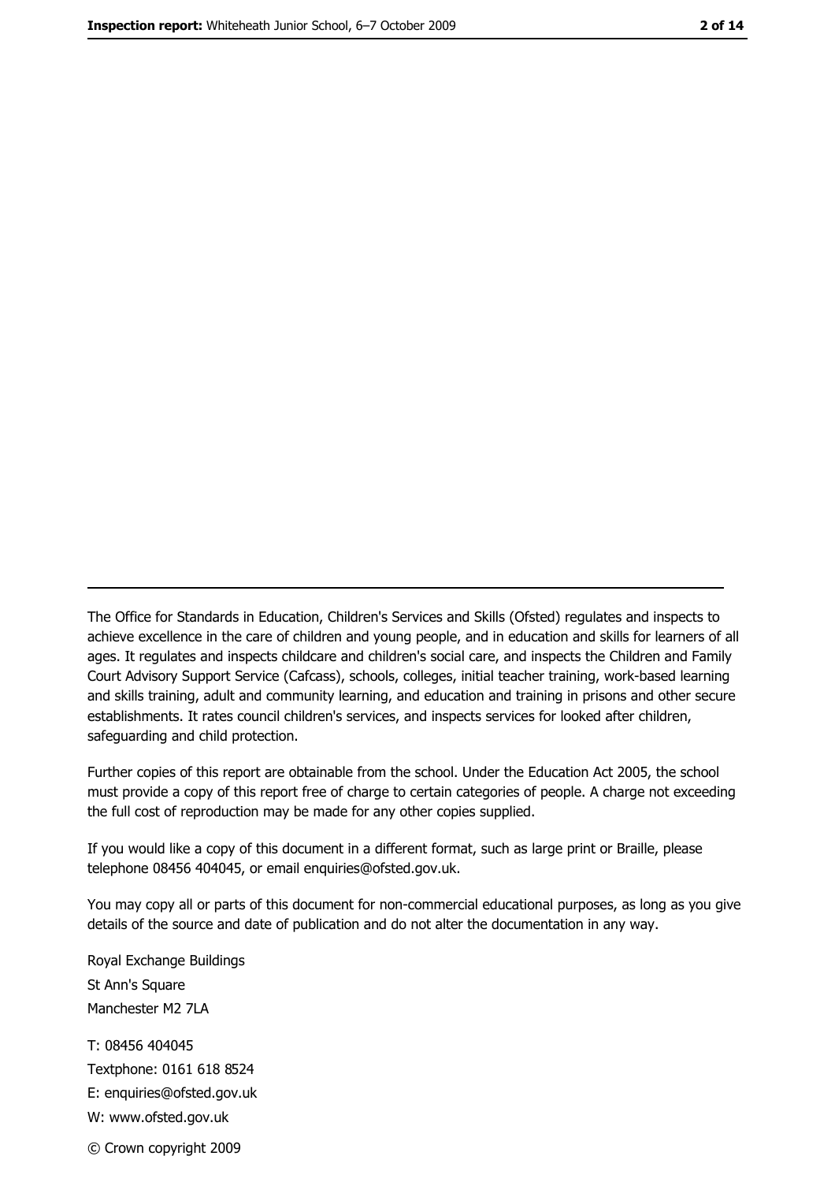The Office for Standards in Education, Children's Services and Skills (Ofsted) regulates and inspects to achieve excellence in the care of children and young people, and in education and skills for learners of all ages. It regulates and inspects childcare and children's social care, and inspects the Children and Family Court Advisory Support Service (Cafcass), schools, colleges, initial teacher training, work-based learning and skills training, adult and community learning, and education and training in prisons and other secure establishments. It rates council children's services, and inspects services for looked after children, safeguarding and child protection.

Further copies of this report are obtainable from the school. Under the Education Act 2005, the school must provide a copy of this report free of charge to certain categories of people. A charge not exceeding the full cost of reproduction may be made for any other copies supplied.

If you would like a copy of this document in a different format, such as large print or Braille, please telephone 08456 404045, or email enquiries@ofsted.gov.uk.

You may copy all or parts of this document for non-commercial educational purposes, as long as you give details of the source and date of publication and do not alter the documentation in any way.

Royal Exchange Buildings
St Ann's Square
Manchester M2 7LA

T: 08456 404045
Textphone: 0161 618 8524
E: enquiries@ofsted.gov.uk
W: www.ofsted.gov.uk

© Crown copyright 2009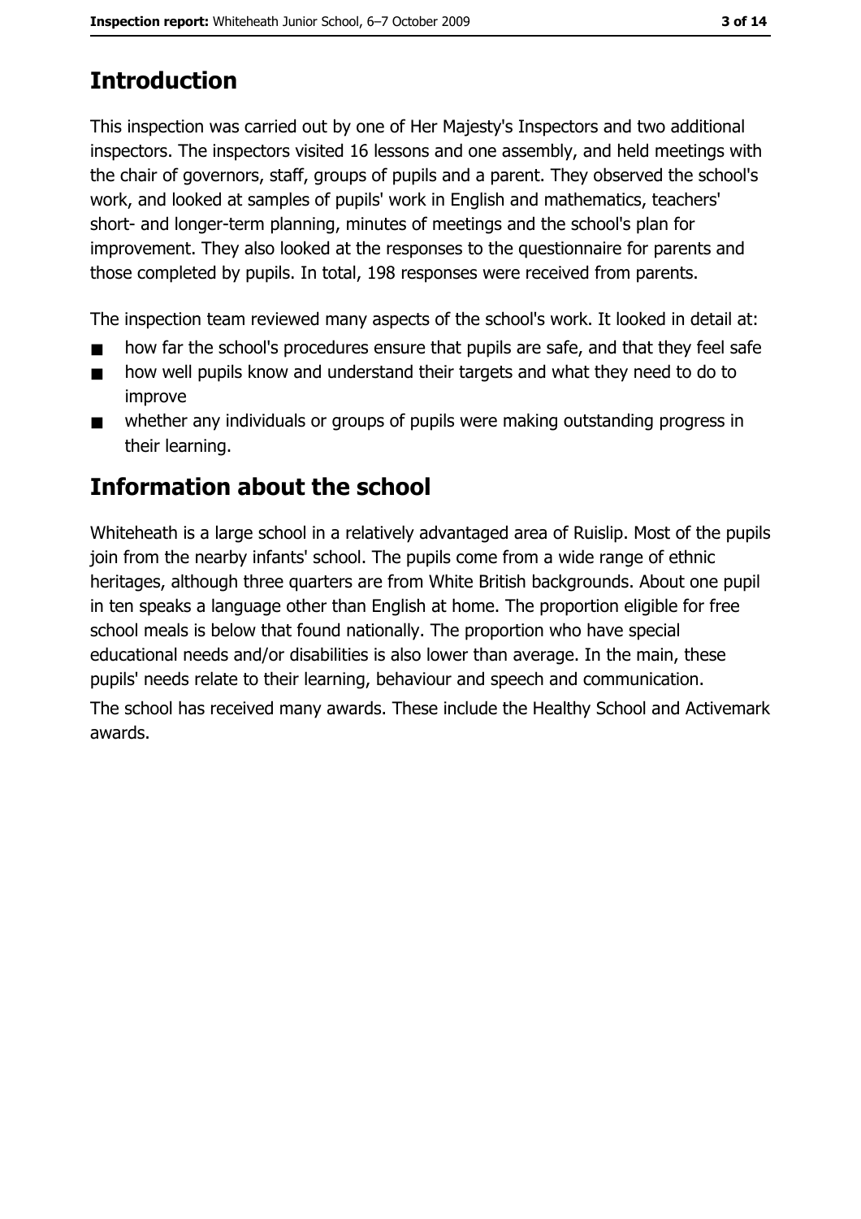## Introduction

This inspection was carried out by one of Her Majesty's Inspectors and two additional inspectors. The inspectors visited 16 lessons and one assembly, and held meetings with the chair of governors, staff, groups of pupils and a parent. They observed the school's work, and looked at samples of pupils' work in English and mathematics, teachers' short- and longer-term planning, minutes of meetings and the school's plan for improvement. They also looked at the responses to the questionnaire for parents and those completed by pupils. In total, 198 responses were received from parents.

The inspection team reviewed many aspects of the school's work. It looked in detail at:

- how far the school's procedures ensure that pupils are safe, and that they feel safe
- how well pupils know and understand their targets and what they need to do to improve
- whether any individuals or groups of pupils were making outstanding progress in their learning.

## Information about the school

Whiteheath is a large school in a relatively advantaged area of Ruislip. Most of the pupils join from the nearby infants' school. The pupils come from a wide range of ethnic heritages, although three quarters are from White British backgrounds. About one pupil in ten speaks a language other than English at home. The proportion eligible for free school meals is below that found nationally. The proportion who have special educational needs and/or disabilities is also lower than average. In the main, these pupils' needs relate to their learning, behaviour and speech and communication.

The school has received many awards. These include the Healthy School and Activemark awards.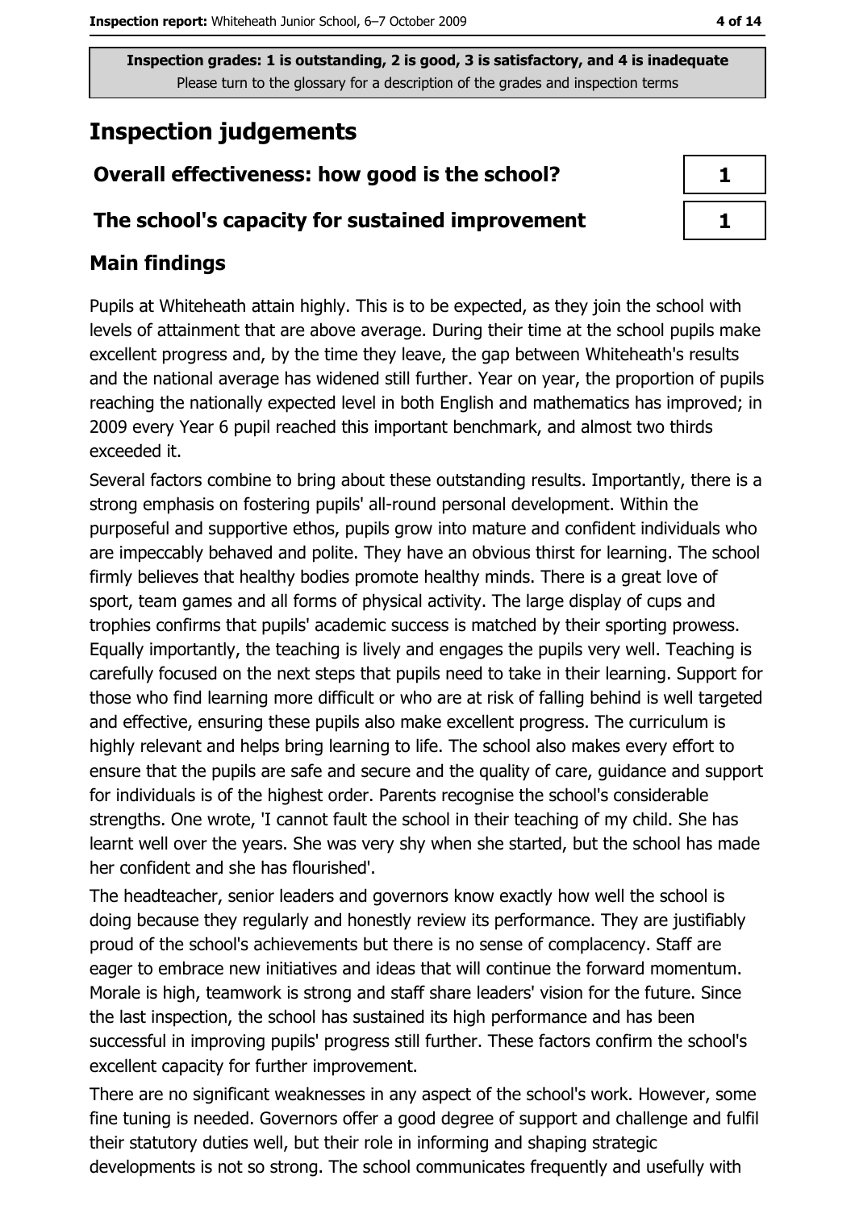**Inspection grades: 1 is outstanding, 2 is good, 3 is satisfactory, and 4 is inadequate**
Please turn to the glossary for a description of the grades and inspection terms

# Inspection judgements

| Overall effectiveness: how good is the school? | 1 |
|---|---|
| The school's capacity for sustained improvement | 1 |

## Main findings

Pupils at Whiteheath attain highly. This is to be expected, as they join the school with levels of attainment that are above average. During their time at the school pupils make excellent progress and, by the time they leave, the gap between Whiteheath's results and the national average has widened still further. Year on year, the proportion of pupils reaching the nationally expected level in both English and mathematics has improved; in 2009 every Year 6 pupil reached this important benchmark, and almost two thirds exceeded it.

Several factors combine to bring about these outstanding results. Importantly, there is a strong emphasis on fostering pupils' all-round personal development. Within the purposeful and supportive ethos, pupils grow into mature and confident individuals who are impeccably behaved and polite. They have an obvious thirst for learning. The school firmly believes that healthy bodies promote healthy minds. There is a great love of sport, team games and all forms of physical activity. The large display of cups and trophies confirms that pupils' academic success is matched by their sporting prowess. Equally importantly, the teaching is lively and engages the pupils very well. Teaching is carefully focused on the next steps that pupils need to take in their learning. Support for those who find learning more difficult or who are at risk of falling behind is well targeted and effective, ensuring these pupils also make excellent progress. The curriculum is highly relevant and helps bring learning to life. The school also makes every effort to ensure that the pupils are safe and secure and the quality of care, guidance and support for individuals is of the highest order. Parents recognise the school's considerable strengths. One wrote, 'I cannot fault the school in their teaching of my child. She has learnt well over the years. She was very shy when she started, but the school has made her confident and she has flourished'.

The headteacher, senior leaders and governors know exactly how well the school is doing because they regularly and honestly review its performance. They are justifiably proud of the school's achievements but there is no sense of complacency. Staff are eager to embrace new initiatives and ideas that will continue the forward momentum. Morale is high, teamwork is strong and staff share leaders' vision for the future. Since the last inspection, the school has sustained its high performance and has been successful in improving pupils' progress still further. These factors confirm the school's excellent capacity for further improvement.

There are no significant weaknesses in any aspect of the school's work. However, some fine tuning is needed. Governors offer a good degree of support and challenge and fulfil their statutory duties well, but their role in informing and shaping strategic developments is not so strong. The school communicates frequently and usefully with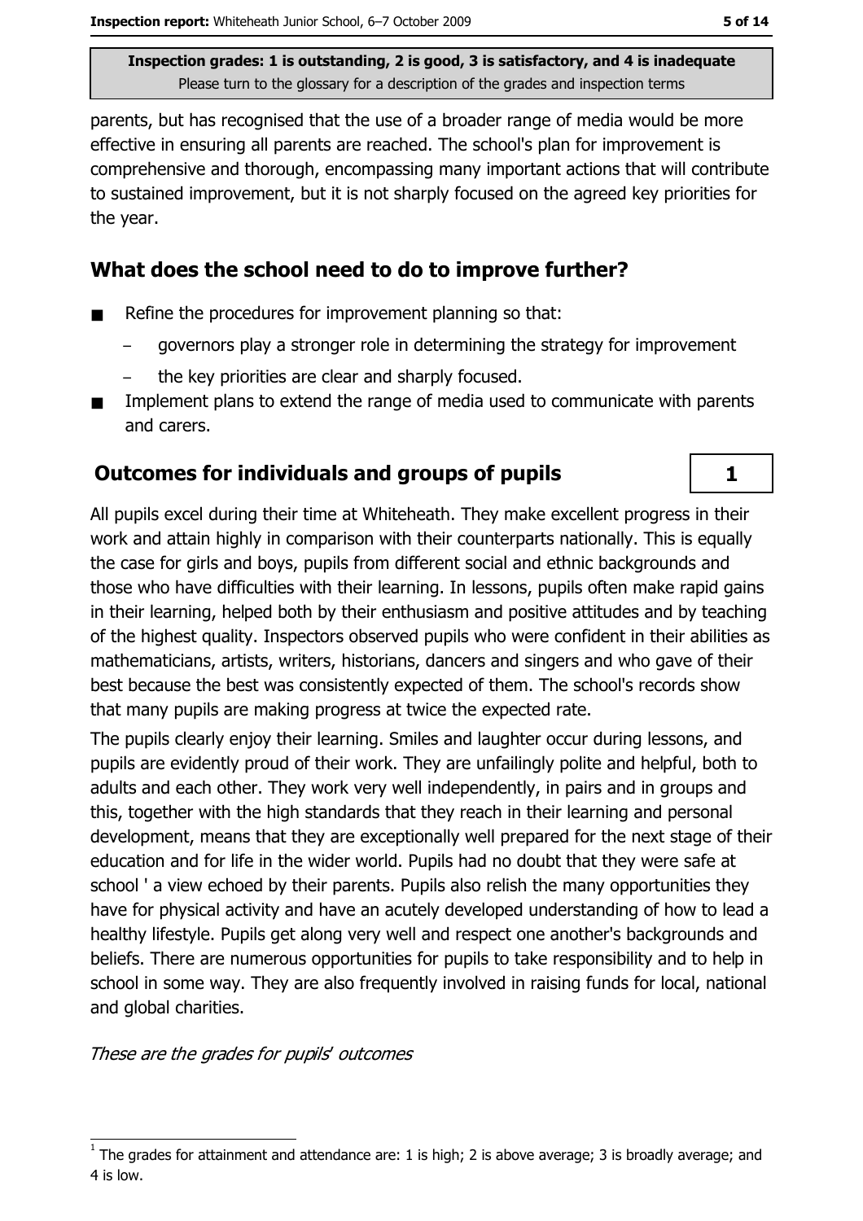parents, but has recognised that the use of a broader range of media would be more effective in ensuring all parents are reached. The school's plan for improvement is comprehensive and thorough, encompassing many important actions that will contribute to sustained improvement, but it is not sharply focused on the agreed key priorities for the year.

## What does the school need to do to improve further?

- Refine the procedures for improvement planning so that:
  - governors play a stronger role in determining the strategy for improvement
  - the key priorities are clear and sharply focused.
- Implement plans to extend the range of media used to communicate with parents and carers.

## Outcomes for individuals and groups of pupils — 1

All pupils excel during their time at Whiteheath. They make excellent progress in their work and attain highly in comparison with their counterparts nationally. This is equally the case for girls and boys, pupils from different social and ethnic backgrounds and those who have difficulties with their learning. In lessons, pupils often make rapid gains in their learning, helped both by their enthusiasm and positive attitudes and by teaching of the highest quality. Inspectors observed pupils who were confident in their abilities as mathematicians, artists, writers, historians, dancers and singers and who gave of their best because the best was consistently expected of them. The school's records show that many pupils are making progress at twice the expected rate.

The pupils clearly enjoy their learning. Smiles and laughter occur during lessons, and pupils are evidently proud of their work. They are unfailingly polite and helpful, both to adults and each other. They work very well independently, in pairs and in groups and this, together with the high standards that they reach in their learning and personal development, means that they are exceptionally well prepared for the next stage of their education and for life in the wider world. Pupils had no doubt that they were safe at school ' a view echoed by their parents. Pupils also relish the many opportunities they have for physical activity and have an acutely developed understanding of how to lead a healthy lifestyle. Pupils get along very well and respect one another's backgrounds and beliefs. There are numerous opportunities for pupils to take responsibility and to help in school in some way. They are also frequently involved in raising funds for local, national and global charities.

*These are the grades for pupils' outcomes*

[1] The grades for attainment and attendance are: 1 is high; 2 is above average; 3 is broadly average; and 4 is low.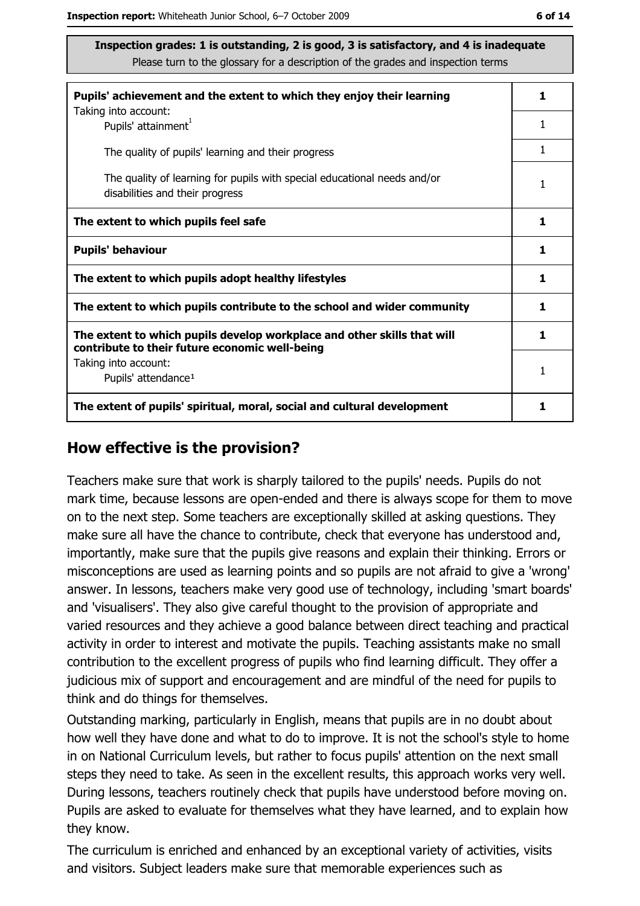**Inspection grades: 1 is outstanding, 2 is good, 3 is satisfactory, and 4 is inadequate**
Please turn to the glossary for a description of the grades and inspection terms

| | |
|---|---|
| **Pupils' achievement and the extent to which they enjoy their learning** | **1** |
| Taking into account: Pupils' attainment[1] | 1 |
| The quality of pupils' learning and their progress | 1 |
| The quality of learning for pupils with special educational needs and/or disabilities and their progress | 1 |
| **The extent to which pupils feel safe** | **1** |
| **Pupils' behaviour** | **1** |
| **The extent to which pupils adopt healthy lifestyles** | **1** |
| **The extent to which pupils contribute to the school and wider community** | **1** |
| **The extent to which pupils develop workplace and other skills that will contribute to their future economic well-being** | **1** |
| Taking into account: Pupils' attendance[1] | 1 |
| **The extent of pupils' spiritual, moral, social and cultural development** | **1** |

## How effective is the provision?

Teachers make sure that work is sharply tailored to the pupils' needs. Pupils do not mark time, because lessons are open-ended and there is always scope for them to move on to the next step. Some teachers are exceptionally skilled at asking questions. They make sure all have the chance to contribute, check that everyone has understood and, importantly, make sure that the pupils give reasons and explain their thinking. Errors or misconceptions are used as learning points and so pupils are not afraid to give a 'wrong' answer. In lessons, teachers make very good use of technology, including 'smart boards' and 'visualisers'. They also give careful thought to the provision of appropriate and varied resources and they achieve a good balance between direct teaching and practical activity in order to interest and motivate the pupils. Teaching assistants make no small contribution to the excellent progress of pupils who find learning difficult. They offer a judicious mix of support and encouragement and are mindful of the need for pupils to think and do things for themselves.

Outstanding marking, particularly in English, means that pupils are in no doubt about how well they have done and what to do to improve. It is not the school's style to home in on National Curriculum levels, but rather to focus pupils' attention on the next small steps they need to take. As seen in the excellent results, this approach works very well. During lessons, teachers routinely check that pupils have understood before moving on. Pupils are asked to evaluate for themselves what they have learned, and to explain how they know.

The curriculum is enriched and enhanced by an exceptional variety of activities, visits and visitors. Subject leaders make sure that memorable experiences such as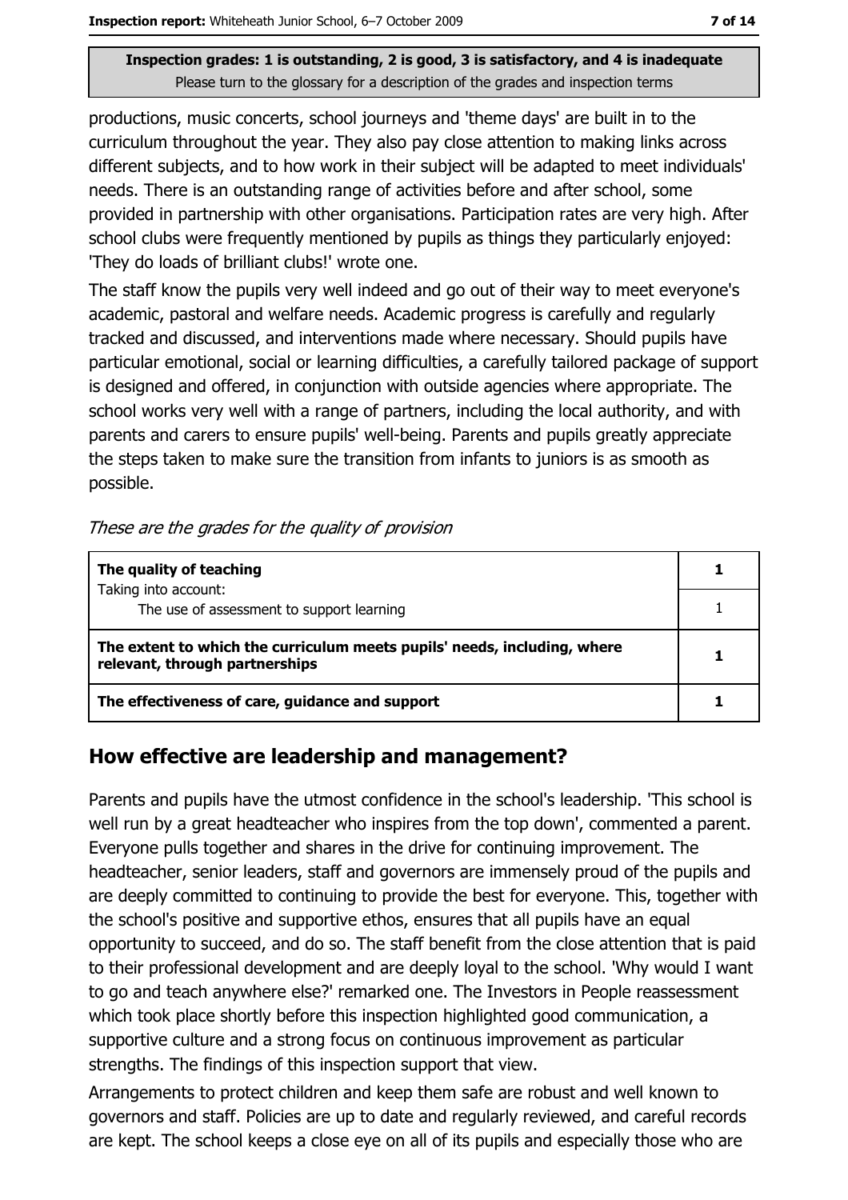productions, music concerts, school journeys and 'theme days' are built in to the curriculum throughout the year. They also pay close attention to making links across different subjects, and to how work in their subject will be adapted to meet individuals' needs. There is an outstanding range of activities before and after school, some provided in partnership with other organisations. Participation rates are very high. After school clubs were frequently mentioned by pupils as things they particularly enjoyed: 'They do loads of brilliant clubs!' wrote one.

The staff know the pupils very well indeed and go out of their way to meet everyone's academic, pastoral and welfare needs. Academic progress is carefully and regularly tracked and discussed, and interventions made where necessary. Should pupils have particular emotional, social or learning difficulties, a carefully tailored package of support is designed and offered, in conjunction with outside agencies where appropriate. The school works very well with a range of partners, including the local authority, and with parents and carers to ensure pupils' well-being. Parents and pupils greatly appreciate the steps taken to make sure the transition from infants to juniors is as smooth as possible.

*These are the grades for the quality of provision*

| | |
|---|---|
| **The quality of teaching** | **1** |
| Taking into account: The use of assessment to support learning | 1 |
| **The extent to which the curriculum meets pupils' needs, including, where relevant, through partnerships** | **1** |
| **The effectiveness of care, guidance and support** | **1** |

## How effective are leadership and management?

Parents and pupils have the utmost confidence in the school's leadership. 'This school is well run by a great headteacher who inspires from the top down', commented a parent. Everyone pulls together and shares in the drive for continuing improvement. The headteacher, senior leaders, staff and governors are immensely proud of the pupils and are deeply committed to continuing to provide the best for everyone. This, together with the school's positive and supportive ethos, ensures that all pupils have an equal opportunity to succeed, and do so. The staff benefit from the close attention that is paid to their professional development and are deeply loyal to the school. 'Why would I want to go and teach anywhere else?' remarked one. The Investors in People reassessment which took place shortly before this inspection highlighted good communication, a supportive culture and a strong focus on continuous improvement as particular strengths. The findings of this inspection support that view.

Arrangements to protect children and keep them safe are robust and well known to governors and staff. Policies are up to date and regularly reviewed, and careful records are kept. The school keeps a close eye on all of its pupils and especially those who are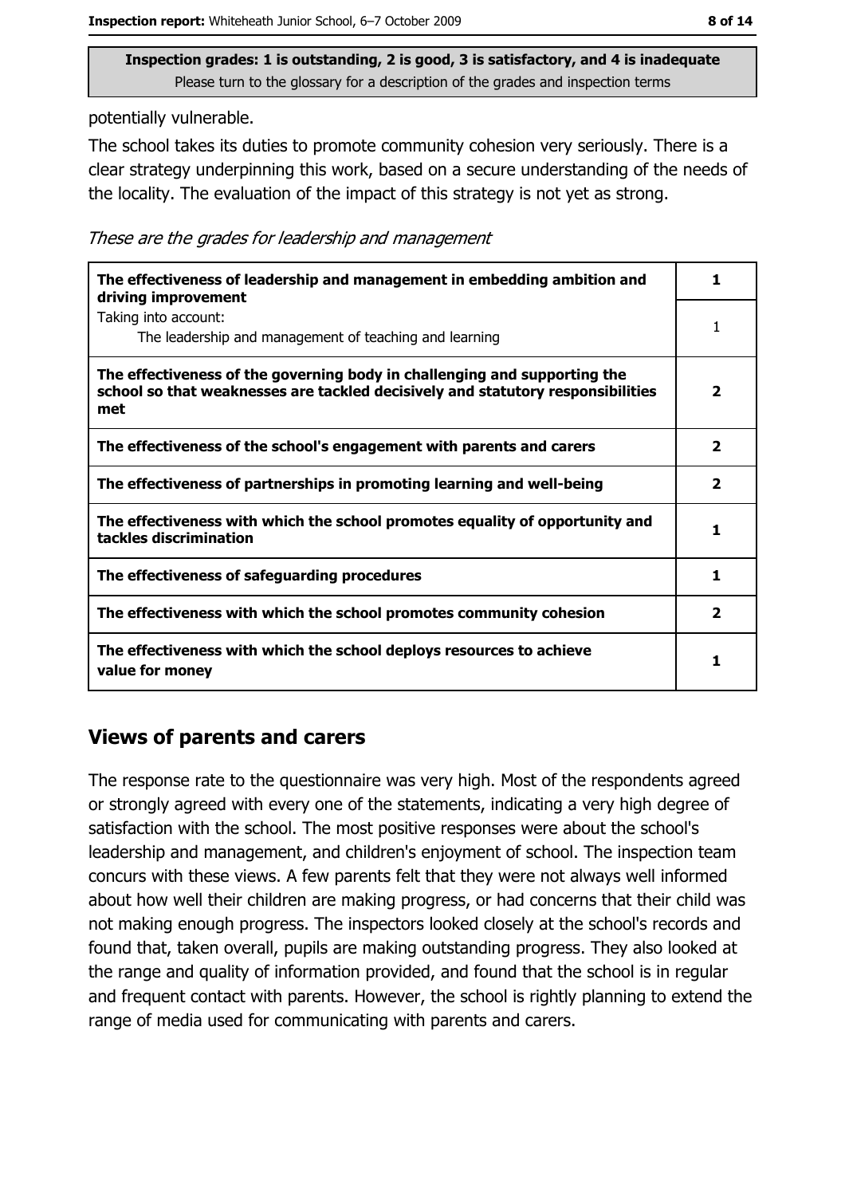**Inspection grades: 1 is outstanding, 2 is good, 3 is satisfactory, and 4 is inadequate**
Please turn to the glossary for a description of the grades and inspection terms

potentially vulnerable.

The school takes its duties to promote community cohesion very seriously. There is a clear strategy underpinning this work, based on a secure understanding of the needs of the locality. The evaluation of the impact of this strategy is not yet as strong.

*These are the grades for leadership and management*

| | |
|---|---|
| **The effectiveness of leadership and management in embedding ambition and driving improvement** | **1** |
| Taking into account:<br>The leadership and management of teaching and learning | 1 |
| **The effectiveness of the governing body in challenging and supporting the school so that weaknesses are tackled decisively and statutory responsibilities met** | **2** |
| **The effectiveness of the school's engagement with parents and carers** | **2** |
| **The effectiveness of partnerships in promoting learning and well-being** | **2** |
| **The effectiveness with which the school promotes equality of opportunity and tackles discrimination** | **1** |
| **The effectiveness of safeguarding procedures** | **1** |
| **The effectiveness with which the school promotes community cohesion** | **2** |
| **The effectiveness with which the school deploys resources to achieve value for money** | **1** |

## Views of parents and carers

The response rate to the questionnaire was very high. Most of the respondents agreed or strongly agreed with every one of the statements, indicating a very high degree of satisfaction with the school. The most positive responses were about the school's leadership and management, and children's enjoyment of school. The inspection team concurs with these views. A few parents felt that they were not always well informed about how well their children are making progress, or had concerns that their child was not making enough progress. The inspectors looked closely at the school's records and found that, taken overall, pupils are making outstanding progress. They also looked at the range and quality of information provided, and found that the school is in regular and frequent contact with parents. However, the school is rightly planning to extend the range of media used for communicating with parents and carers.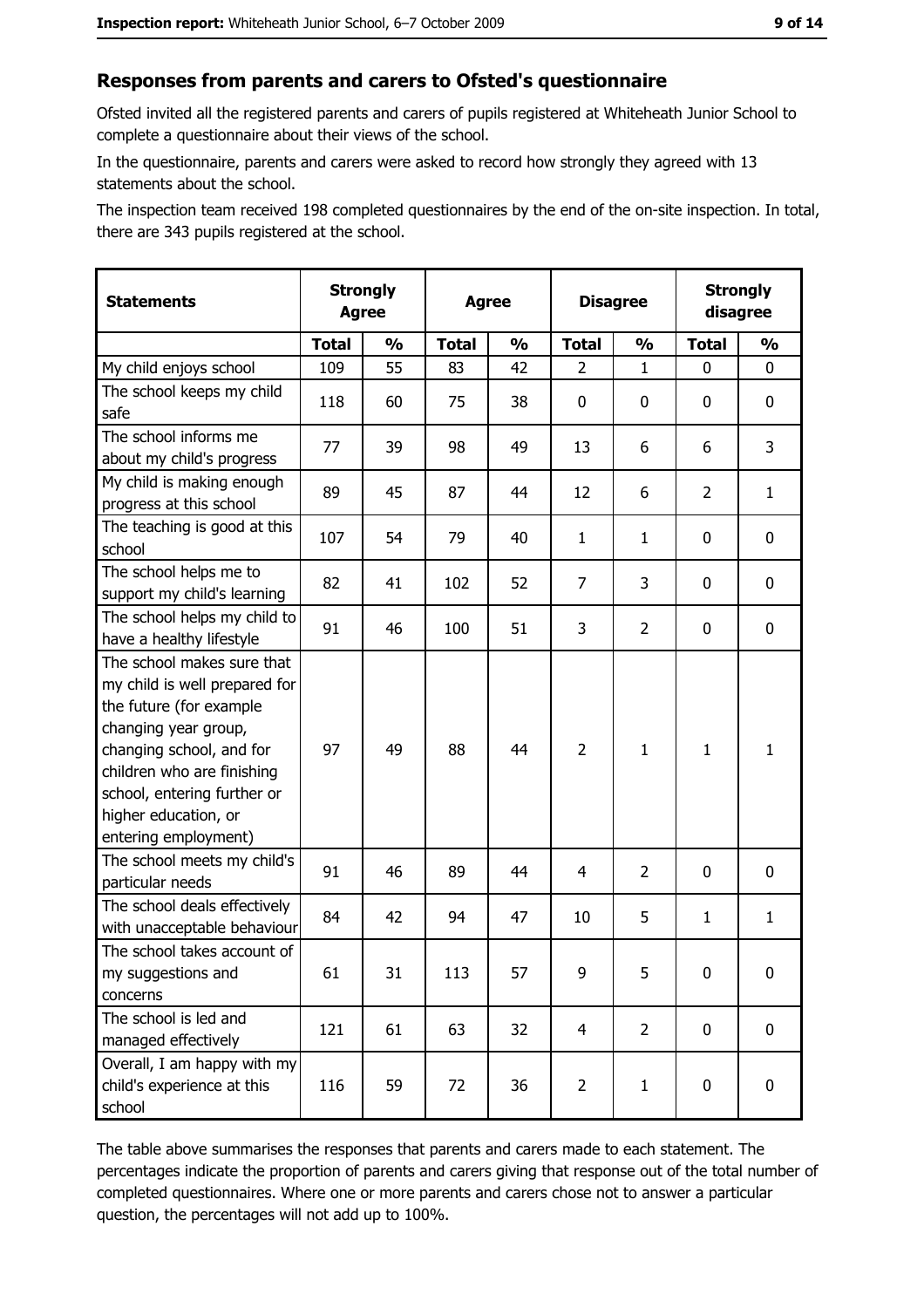## Responses from parents and carers to Ofsted's questionnaire

Ofsted invited all the registered parents and carers of pupils registered at Whiteheath Junior School to complete a questionnaire about their views of the school.

In the questionnaire, parents and carers were asked to record how strongly they agreed with 13 statements about the school.

The inspection team received 198 completed questionnaires by the end of the on-site inspection. In total, there are 343 pupils registered at the school.

| Statements | Strongly Agree | | Agree | | Disagree | | Strongly disagree | |
|---|---|---|---|---|---|---|---|---|
| | **Total** | **%** | **Total** | **%** | **Total** | **%** | **Total** | **%** |
| My child enjoys school | 109 | 55 | 83 | 42 | 2 | 1 | 0 | 0 |
| The school keeps my child safe | 118 | 60 | 75 | 38 | 0 | 0 | 0 | 0 |
| The school informs me about my child's progress | 77 | 39 | 98 | 49 | 13 | 6 | 6 | 3 |
| My child is making enough progress at this school | 89 | 45 | 87 | 44 | 12 | 6 | 2 | 1 |
| The teaching is good at this school | 107 | 54 | 79 | 40 | 1 | 1 | 0 | 0 |
| The school helps me to support my child's learning | 82 | 41 | 102 | 52 | 7 | 3 | 0 | 0 |
| The school helps my child to have a healthy lifestyle | 91 | 46 | 100 | 51 | 3 | 2 | 0 | 0 |
| The school makes sure that my child is well prepared for the future (for example changing year group, changing school, and for children who are finishing school, entering further or higher education, or entering employment) | 97 | 49 | 88 | 44 | 2 | 1 | 1 | 1 |
| The school meets my child's particular needs | 91 | 46 | 89 | 44 | 4 | 2 | 0 | 0 |
| The school deals effectively with unacceptable behaviour | 84 | 42 | 94 | 47 | 10 | 5 | 1 | 1 |
| The school takes account of my suggestions and concerns | 61 | 31 | 113 | 57 | 9 | 5 | 0 | 0 |
| The school is led and managed effectively | 121 | 61 | 63 | 32 | 4 | 2 | 0 | 0 |
| Overall, I am happy with my child's experience at this school | 116 | 59 | 72 | 36 | 2 | 1 | 0 | 0 |

The table above summarises the responses that parents and carers made to each statement. The percentages indicate the proportion of parents and carers giving that response out of the total number of completed questionnaires. Where one or more parents and carers chose not to answer a particular question, the percentages will not add up to 100%.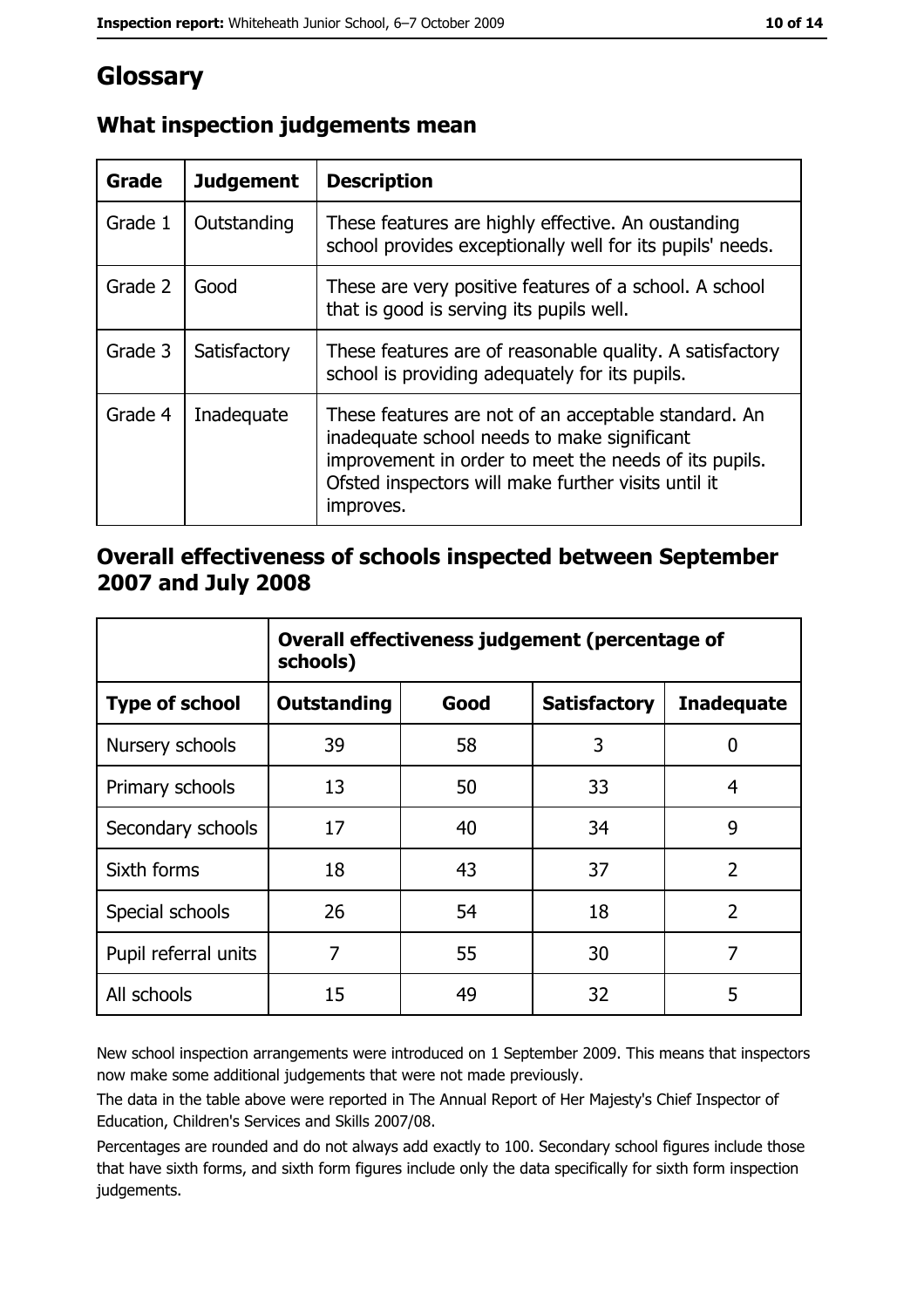# Glossary

## What inspection judgements mean

| Grade | Judgement | Description |
|---|---|---|
| Grade 1 | Outstanding | These features are highly effective. An oustanding school provides exceptionally well for its pupils' needs. |
| Grade 2 | Good | These are very positive features of a school. A school that is good is serving its pupils well. |
| Grade 3 | Satisfactory | These features are of reasonable quality. A satisfactory school is providing adequately for its pupils. |
| Grade 4 | Inadequate | These features are not of an acceptable standard. An inadequate school needs to make significant improvement in order to meet the needs of its pupils. Ofsted inspectors will make further visits until it improves. |

## Overall effectiveness of schools inspected between September 2007 and July 2008

| | Overall effectiveness judgement (percentage of schools) | | | |
|---|---|---|---|---|
| **Type of school** | **Outstanding** | **Good** | **Satisfactory** | **Inadequate** |
| Nursery schools | 39 | 58 | 3 | 0 |
| Primary schools | 13 | 50 | 33 | 4 |
| Secondary schools | 17 | 40 | 34 | 9 |
| Sixth forms | 18 | 43 | 37 | 2 |
| Special schools | 26 | 54 | 18 | 2 |
| Pupil referral units | 7 | 55 | 30 | 7 |
| All schools | 15 | 49 | 32 | 5 |

New school inspection arrangements were introduced on 1 September 2009. This means that inspectors now make some additional judgements that were not made previously.

The data in the table above were reported in The Annual Report of Her Majesty's Chief Inspector of Education, Children's Services and Skills 2007/08.

Percentages are rounded and do not always add exactly to 100. Secondary school figures include those that have sixth forms, and sixth form figures include only the data specifically for sixth form inspection judgements.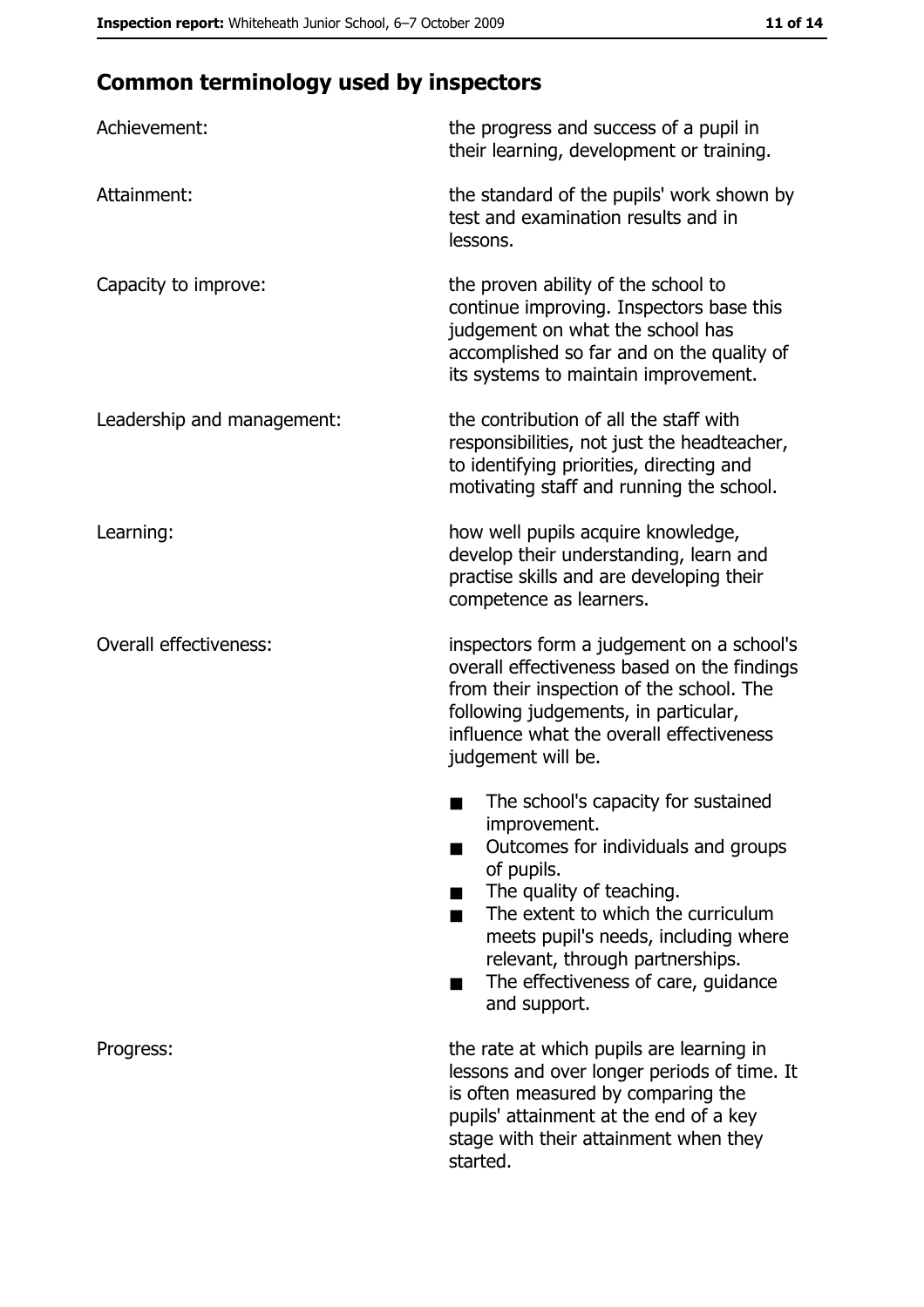## Common terminology used by inspectors

| | |
|---|---|
| Achievement: | the progress and success of a pupil in their learning, development or training. |
| Attainment: | the standard of the pupils' work shown by test and examination results and in lessons. |
| Capacity to improve: | the proven ability of the school to continue improving. Inspectors base this judgement on what the school has accomplished so far and on the quality of its systems to maintain improvement. |
| Leadership and management: | the contribution of all the staff with responsibilities, not just the headteacher, to identifying priorities, directing and motivating staff and running the school. |
| Learning: | how well pupils acquire knowledge, develop their understanding, learn and practise skills and are developing their competence as learners. |
| Overall effectiveness: | inspectors form a judgement on a school's overall effectiveness based on the findings from their inspection of the school. The following judgements, in particular, influence what the overall effectiveness judgement will be.<br>■ The school's capacity for sustained improvement.<br>■ Outcomes for individuals and groups of pupils.<br>■ The quality of teaching.<br>■ The extent to which the curriculum meets pupil's needs, including where relevant, through partnerships.<br>■ The effectiveness of care, guidance and support. |
| Progress: | the rate at which pupils are learning in lessons and over longer periods of time. It is often measured by comparing the pupils' attainment at the end of a key stage with their attainment when they started. |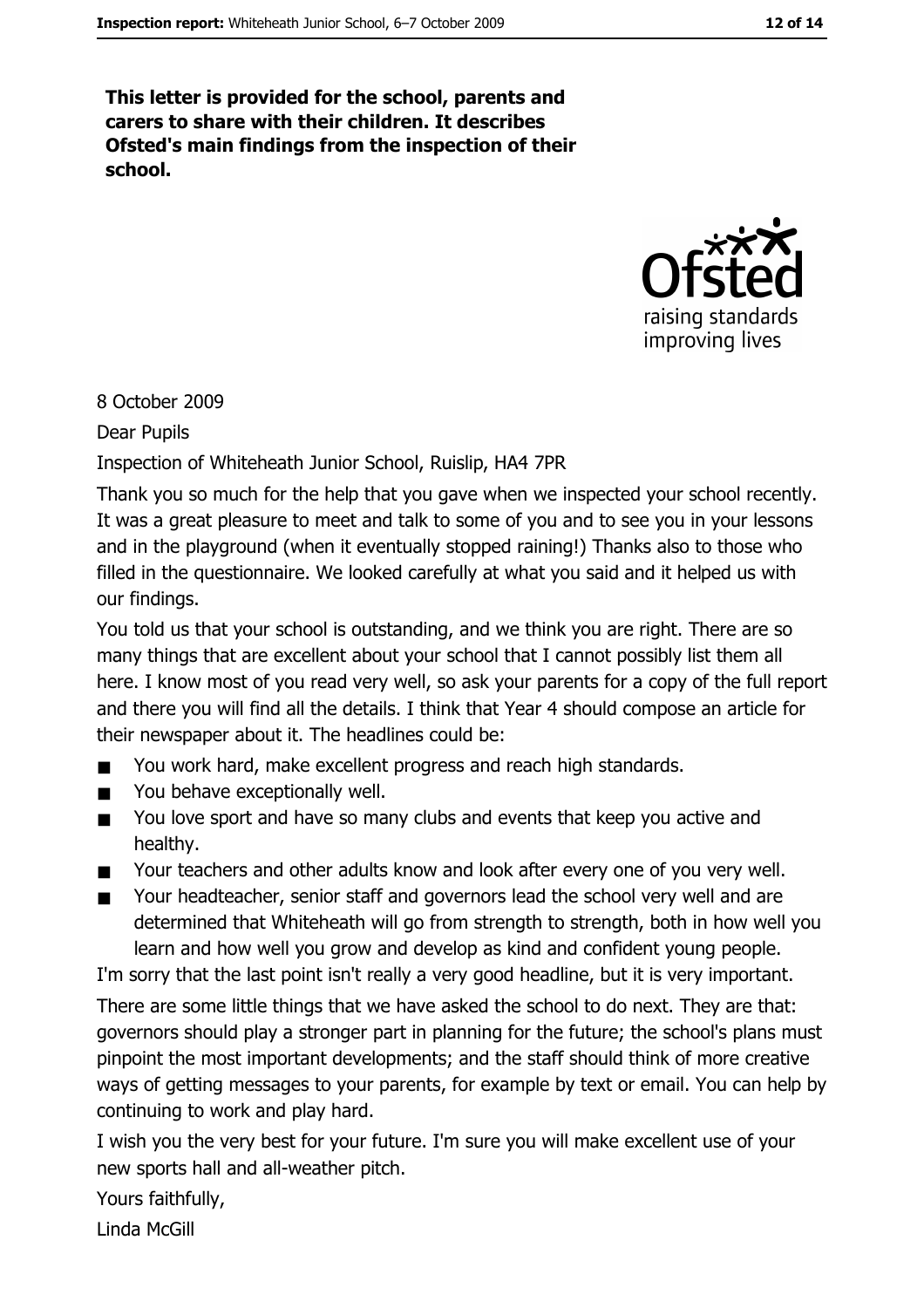**This letter is provided for the school, parents and carers to share with their children. It describes Ofsted's main findings from the inspection of their school.**

8 October 2009

Dear Pupils

Inspection of Whiteheath Junior School, Ruislip, HA4 7PR

Thank you so much for the help that you gave when we inspected your school recently. It was a great pleasure to meet and talk to some of you and to see you in your lessons and in the playground (when it eventually stopped raining!) Thanks also to those who filled in the questionnaire. We looked carefully at what you said and it helped us with our findings.

You told us that your school is outstanding, and we think you are right. There are so many things that are excellent about your school that I cannot possibly list them all here. I know most of you read very well, so ask your parents for a copy of the full report and there you will find all the details. I think that Year 4 should compose an article for their newspaper about it. The headlines could be:

- You work hard, make excellent progress and reach high standards.
- You behave exceptionally well.
- You love sport and have so many clubs and events that keep you active and healthy.
- Your teachers and other adults know and look after every one of you very well.
- Your headteacher, senior staff and governors lead the school very well and are determined that Whiteheath will go from strength to strength, both in how well you learn and how well you grow and develop as kind and confident young people.

I'm sorry that the last point isn't really a very good headline, but it is very important.

There are some little things that we have asked the school to do next. They are that: governors should play a stronger part in planning for the future; the school's plans must pinpoint the most important developments; and the staff should think of more creative ways of getting messages to your parents, for example by text or email. You can help by continuing to work and play hard.

I wish you the very best for your future. I'm sure you will make excellent use of your new sports hall and all-weather pitch.

Yours faithfully,

Linda McGill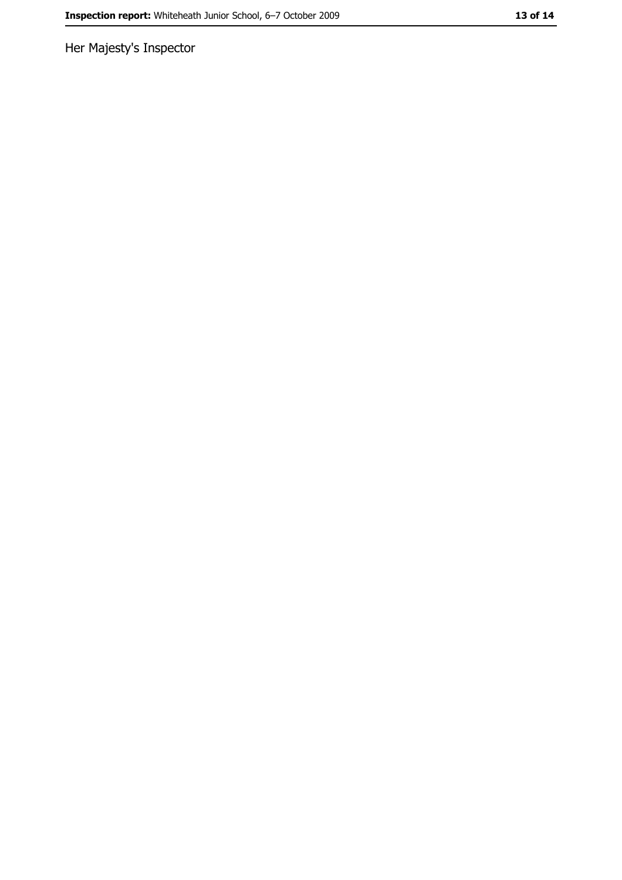Her Majesty's Inspector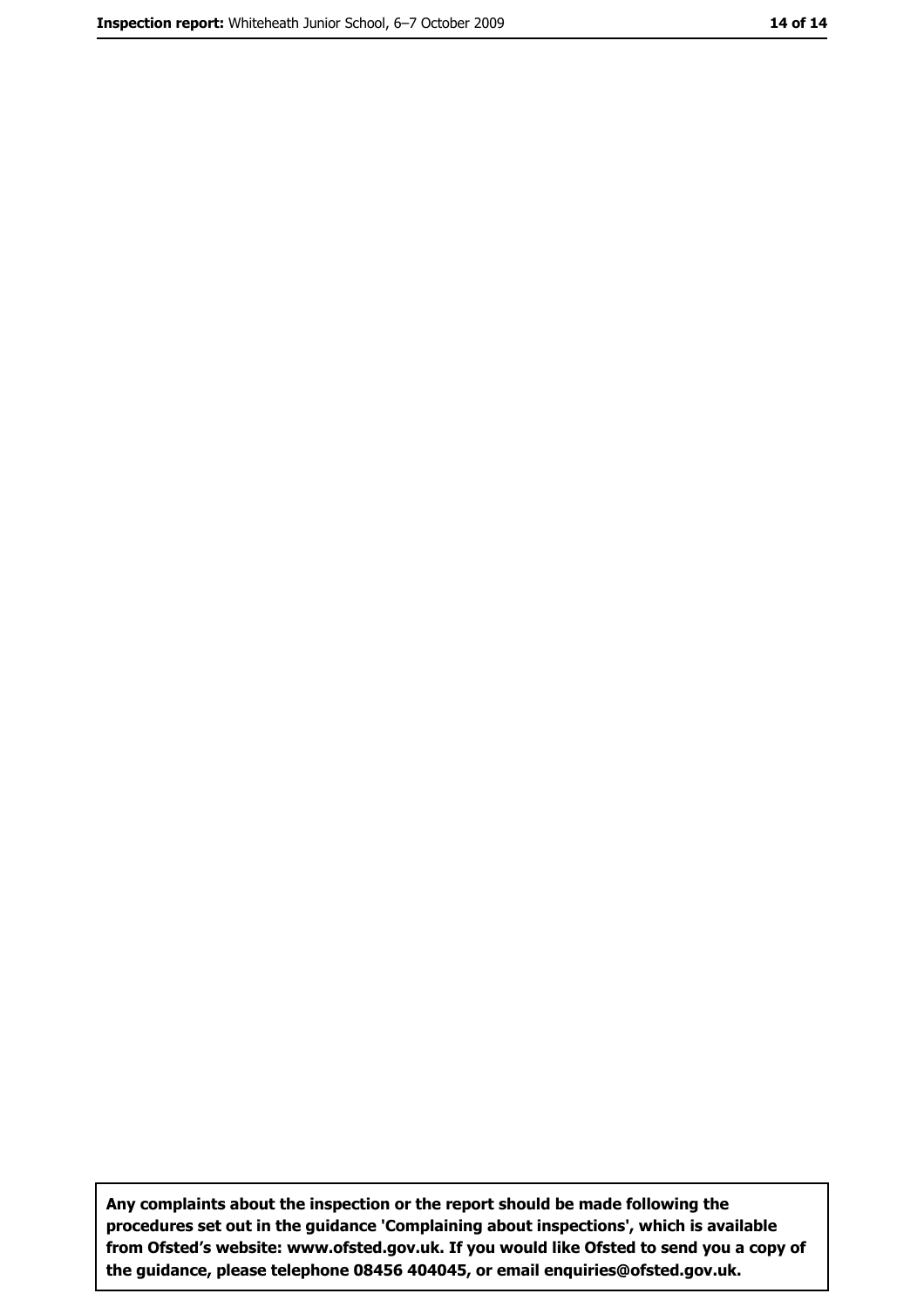**Any complaints about the inspection or the report should be made following the procedures set out in the guidance 'Complaining about inspections', which is available from Ofsted's website: www.ofsted.gov.uk. If you would like Ofsted to send you a copy of the guidance, please telephone 08456 404045, or email enquiries@ofsted.gov.uk.**